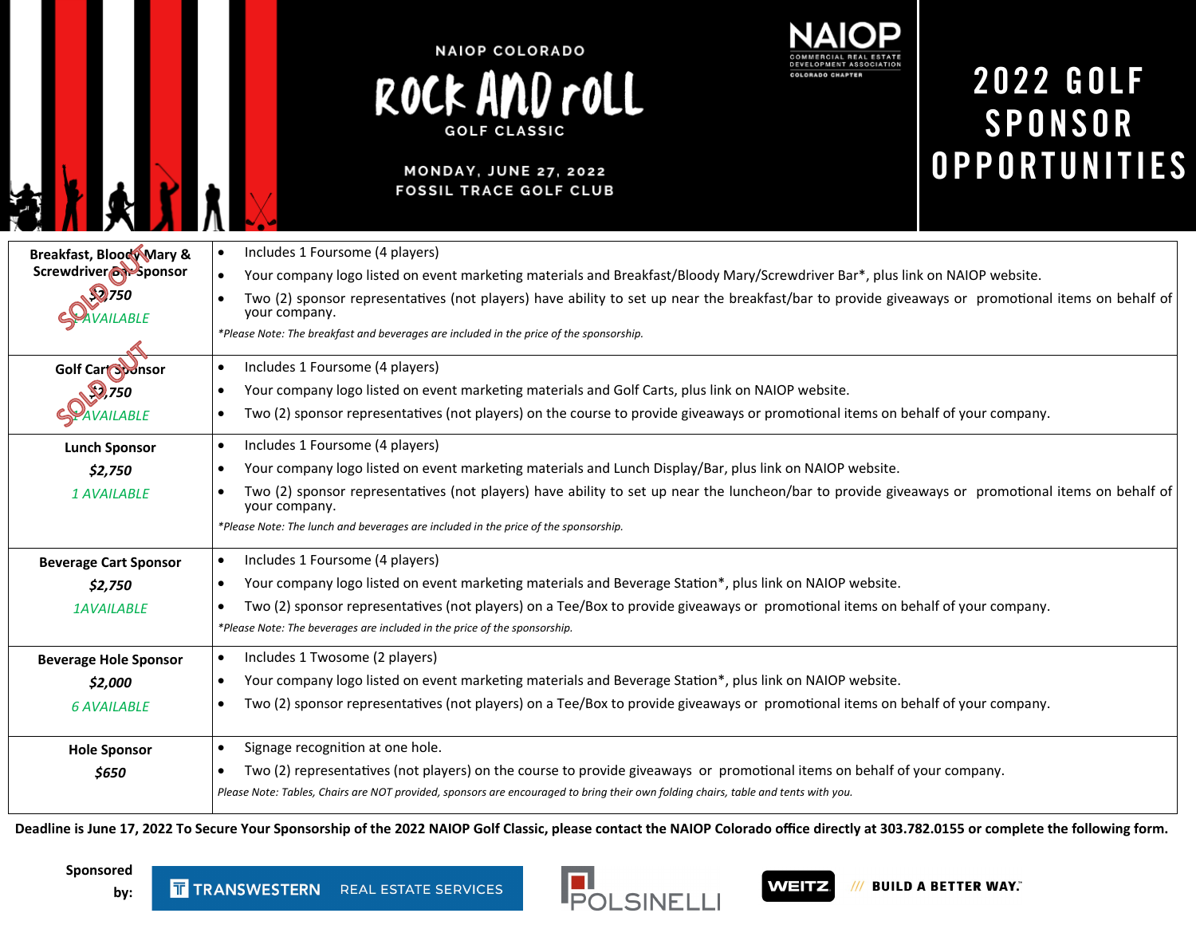NAIOP COLORADO

# ROCK AND ROLL GOLF CLASSIC

MONDAY, JUNE 27, 2022
FOSSIL TRACE GOLF CLUB

NAIOP COMMERCIAL REAL ESTATE DEVELOPMENT ASSOCIATION COLORADO CHAPTER

# 2022 GOLF SPONSOR OPPORTUNITIES

| Sponsorship | Details |
|---|---|
| **Breakfast, Bloody Mary & Screwdriver Bar Sponsor** *$2,750* 1 AVAILABLE — SOLD OUT | • Includes 1 Foursome (4 players) <br> • Your company logo listed on event marketing materials and Breakfast/Bloody Mary/Screwdriver Bar*, plus link on NAIOP website. <br> • Two (2) sponsor representatives (not players) have ability to set up near the breakfast/bar to provide giveaways or promotional items on behalf of your company. <br> *\*Please Note: The breakfast and beverages are included in the price of the sponsorship.* |
| **Golf Cart Sponsor** *$2,750* 1 AVAILABLE — SOLD OUT | • Includes 1 Foursome (4 players) <br> • Your company logo listed on event marketing materials and Golf Carts, plus link on NAIOP website. <br> • Two (2) sponsor representatives (not players) on the course to provide giveaways or promotional items on behalf of your company. |
| **Lunch Sponsor** *$2,750* 1 AVAILABLE | • Includes 1 Foursome (4 players) <br> • Your company logo listed on event marketing materials and Lunch Display/Bar, plus link on NAIOP website. <br> • Two (2) sponsor representatives (not players) have ability to set up near the luncheon/bar to provide giveaways or promotional items on behalf of your company. <br> *\*Please Note: The lunch and beverages are included in the price of the sponsorship.* |
| **Beverage Cart Sponsor** *$2,750* 1AVAILABLE | • Includes 1 Foursome (4 players) <br> • Your company logo listed on event marketing materials and Beverage Station*, plus link on NAIOP website. <br> • Two (2) sponsor representatives (not players) on a Tee/Box to provide giveaways or promotional items on behalf of your company. <br> *\*Please Note: The beverages are included in the price of the sponsorship.* |
| **Beverage Hole Sponsor** *$2,000* 6 AVAILABLE | • Includes 1 Twosome (2 players) <br> • Your company logo listed on event marketing materials and Beverage Station*, plus link on NAIOP website. <br> • Two (2) sponsor representatives (not players) on a Tee/Box to provide giveaways or promotional items on behalf of your company. |
| **Hole Sponsor** *$650* | • Signage recognition at one hole. <br> • Two (2) representatives (not players) on the course to provide giveaways or promotional items on behalf of your company. <br> *Please Note: Tables, Chairs are NOT provided, sponsors are encouraged to bring their own folding chairs, table and tents with you.* |

**Deadline is June 17, 2022 To Secure Your Sponsorship of the 2022 NAIOP Golf Classic, please contact the NAIOP Colorado office directly at 303.782.0155 or complete the following form.**

**Sponsored by:** TRANSWESTERN REAL ESTATE SERVICES | POLSINELLI | WEITZ /// BUILD A BETTER WAY.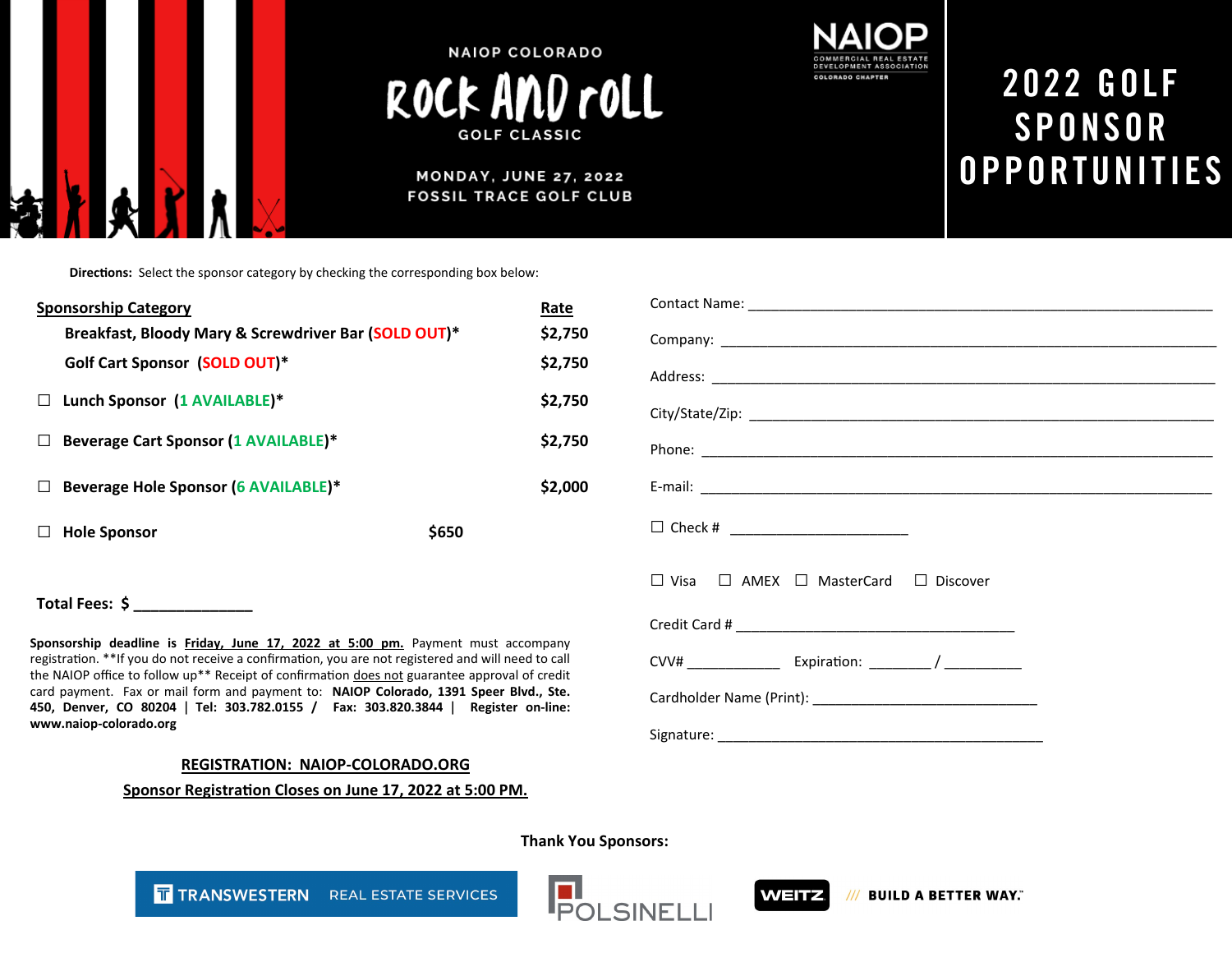NAIOP COLORADO

# ROCK AND ROLL GOLF CLASSIC

MONDAY, JUNE 27, 2022
FOSSIL TRACE GOLF CLUB

NAIOP COMMERCIAL REAL ESTATE DEVELOPMENT ASSOCIATION COLORADO CHAPTER

# 2022 GOLF SPONSOR OPPORTUNITIES

**Directions:** Select the sponsor category by checking the corresponding box below:

| Sponsorship Category | Rate |
|---|---|
| Breakfast, Bloody Mary & Screwdriver Bar (SOLD OUT)* | $2,750 |
| Golf Cart Sponsor (SOLD OUT)* | $2,750 |
| ☐ Lunch Sponsor (1 AVAILABLE)* | $2,750 |
| ☐ Beverage Cart Sponsor (1 AVAILABLE)* | $2,750 |
| ☐ Beverage Hole Sponsor (6 AVAILABLE)* | $2,000 |
| ☐ Hole Sponsor | $650 |

**Total Fees: $** _______________

**Sponsorship deadline is Friday, June 17, 2022 at 5:00 pm.** Payment must accompany registration. **If you do not receive a confirmation, you are not registered and will need to call the NAIOP office to follow up** Receipt of confirmation does not guarantee approval of credit card payment. Fax or mail form and payment to: **NAIOP Colorado, 1391 Speer Blvd., Ste. 450, Denver, CO 80204 | Tel: 303.782.0155 / Fax: 303.820.3844 | Register on-line: www.naiop-colorado.org**

Contact Name: ________________________________

Company: ________________________________

Address: ________________________________

City/State/Zip: ________________________________

Phone: ________________________________

E-mail: ________________________________

☐ Check # ______________________

☐ Visa ☐ AMEX ☐ MasterCard ☐ Discover

Credit Card # ________________________________

CVV# ____________ Expiration: ________ / __________

Cardholder Name (Print): ______________________________

Signature: ____________________________________________

**REGISTRATION: NAIOP-COLORADO.ORG**

**Sponsor Registration Closes on June 17, 2022 at 5:00 PM.**

**Thank You Sponsors:**

TRANSWESTERN REAL ESTATE SERVICES

POLSINELLI

WEITZ /// BUILD A BETTER WAY.